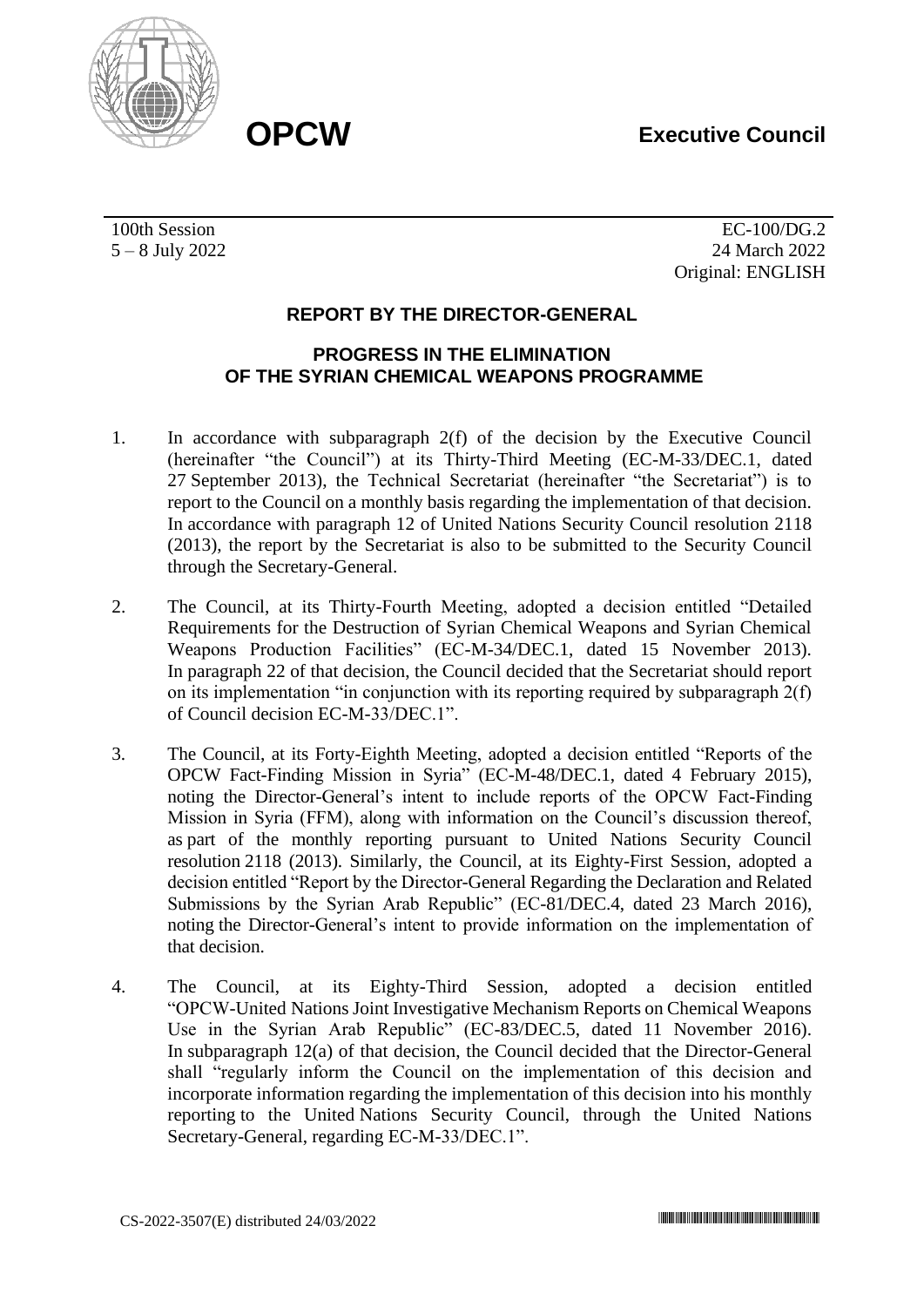**OPCW**

**Executive Council**

100th Session
5 – 8 July 2022

EC-100/DG.2
24 March 2022
Original: ENGLISH

## REPORT BY THE DIRECTOR-GENERAL

## PROGRESS IN THE ELIMINATION OF THE SYRIAN CHEMICAL WEAPONS PROGRAMME

1. In accordance with subparagraph 2(f) of the decision by the Executive Council (hereinafter "the Council") at its Thirty-Third Meeting (EC-M-33/DEC.1, dated 27 September 2013), the Technical Secretariat (hereinafter "the Secretariat") is to report to the Council on a monthly basis regarding the implementation of that decision. In accordance with paragraph 12 of United Nations Security Council resolution 2118 (2013), the report by the Secretariat is also to be submitted to the Security Council through the Secretary-General.

2. The Council, at its Thirty-Fourth Meeting, adopted a decision entitled "Detailed Requirements for the Destruction of Syrian Chemical Weapons and Syrian Chemical Weapons Production Facilities" (EC-M-34/DEC.1, dated 15 November 2013). In paragraph 22 of that decision, the Council decided that the Secretariat should report on its implementation "in conjunction with its reporting required by subparagraph 2(f) of Council decision EC-M-33/DEC.1".

3. The Council, at its Forty-Eighth Meeting, adopted a decision entitled "Reports of the OPCW Fact-Finding Mission in Syria" (EC-M-48/DEC.1, dated 4 February 2015), noting the Director-General's intent to include reports of the OPCW Fact-Finding Mission in Syria (FFM), along with information on the Council's discussion thereof, as part of the monthly reporting pursuant to United Nations Security Council resolution 2118 (2013). Similarly, the Council, at its Eighty-First Session, adopted a decision entitled "Report by the Director-General Regarding the Declaration and Related Submissions by the Syrian Arab Republic" (EC-81/DEC.4, dated 23 March 2016), noting the Director-General's intent to provide information on the implementation of that decision.

4. The Council, at its Eighty-Third Session, adopted a decision entitled "OPCW-United Nations Joint Investigative Mechanism Reports on Chemical Weapons Use in the Syrian Arab Republic" (EC-83/DEC.5, dated 11 November 2016). In subparagraph 12(a) of that decision, the Council decided that the Director-General shall "regularly inform the Council on the implementation of this decision and incorporate information regarding the implementation of this decision into his monthly reporting to the United Nations Security Council, through the United Nations Secretary-General, regarding EC-M-33/DEC.1".

CS-2022-3507(E) distributed 24/03/2022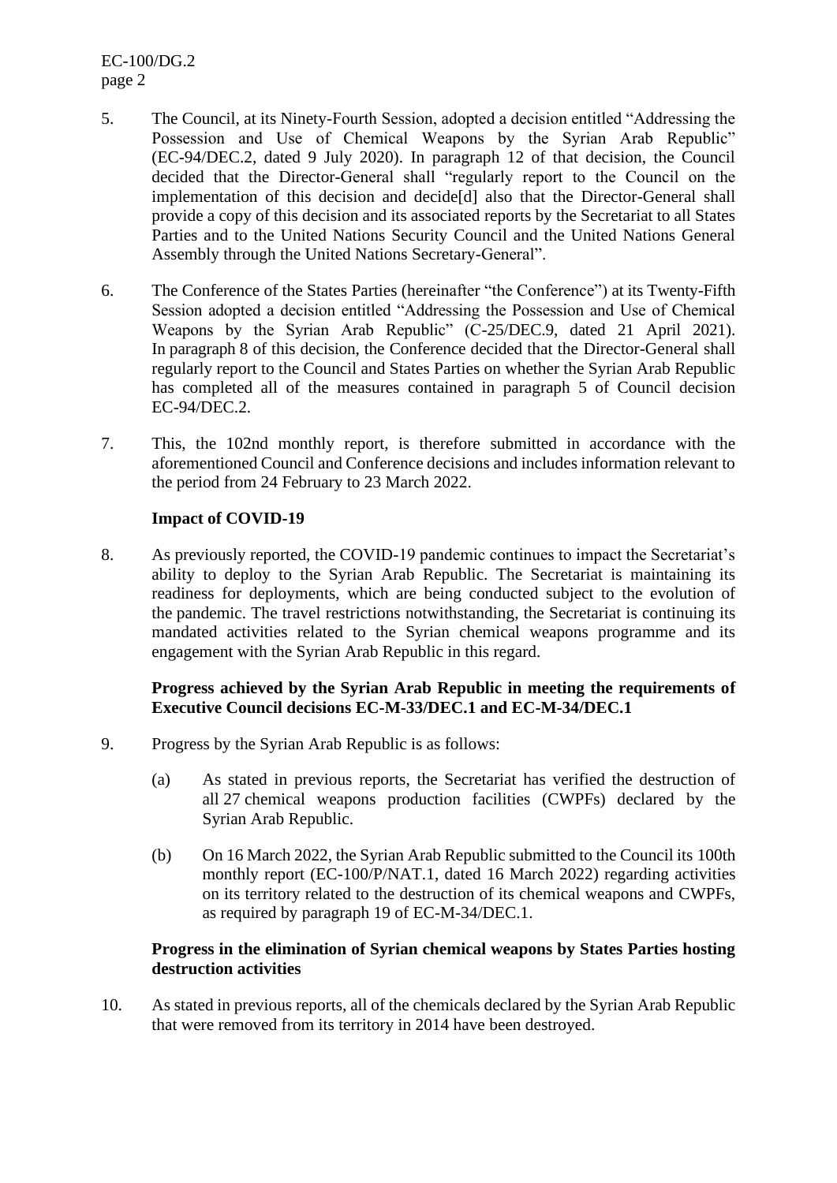5. The Council, at its Ninety-Fourth Session, adopted a decision entitled "Addressing the Possession and Use of Chemical Weapons by the Syrian Arab Republic" (EC-94/DEC.2, dated 9 July 2020). In paragraph 12 of that decision, the Council decided that the Director-General shall "regularly report to the Council on the implementation of this decision and decide[d] also that the Director-General shall provide a copy of this decision and its associated reports by the Secretariat to all States Parties and to the United Nations Security Council and the United Nations General Assembly through the United Nations Secretary-General".

6. The Conference of the States Parties (hereinafter "the Conference") at its Twenty-Fifth Session adopted a decision entitled "Addressing the Possession and Use of Chemical Weapons by the Syrian Arab Republic" (C-25/DEC.9, dated 21 April 2021). In paragraph 8 of this decision, the Conference decided that the Director-General shall regularly report to the Council and States Parties on whether the Syrian Arab Republic has completed all of the measures contained in paragraph 5 of Council decision EC-94/DEC.2.

7. This, the 102nd monthly report, is therefore submitted in accordance with the aforementioned Council and Conference decisions and includes information relevant to the period from 24 February to 23 March 2022.

**Impact of COVID-19**

8. As previously reported, the COVID-19 pandemic continues to impact the Secretariat's ability to deploy to the Syrian Arab Republic. The Secretariat is maintaining its readiness for deployments, which are being conducted subject to the evolution of the pandemic. The travel restrictions notwithstanding, the Secretariat is continuing its mandated activities related to the Syrian chemical weapons programme and its engagement with the Syrian Arab Republic in this regard.

**Progress achieved by the Syrian Arab Republic in meeting the requirements of Executive Council decisions EC-M-33/DEC.1 and EC-M-34/DEC.1**

9. Progress by the Syrian Arab Republic is as follows:

   (a) As stated in previous reports, the Secretariat has verified the destruction of all 27 chemical weapons production facilities (CWPFs) declared by the Syrian Arab Republic.

   (b) On 16 March 2022, the Syrian Arab Republic submitted to the Council its 100th monthly report (EC-100/P/NAT.1, dated 16 March 2022) regarding activities on its territory related to the destruction of its chemical weapons and CWPFs, as required by paragraph 19 of EC-M-34/DEC.1.

**Progress in the elimination of Syrian chemical weapons by States Parties hosting destruction activities**

10. As stated in previous reports, all of the chemicals declared by the Syrian Arab Republic that were removed from its territory in 2014 have been destroyed.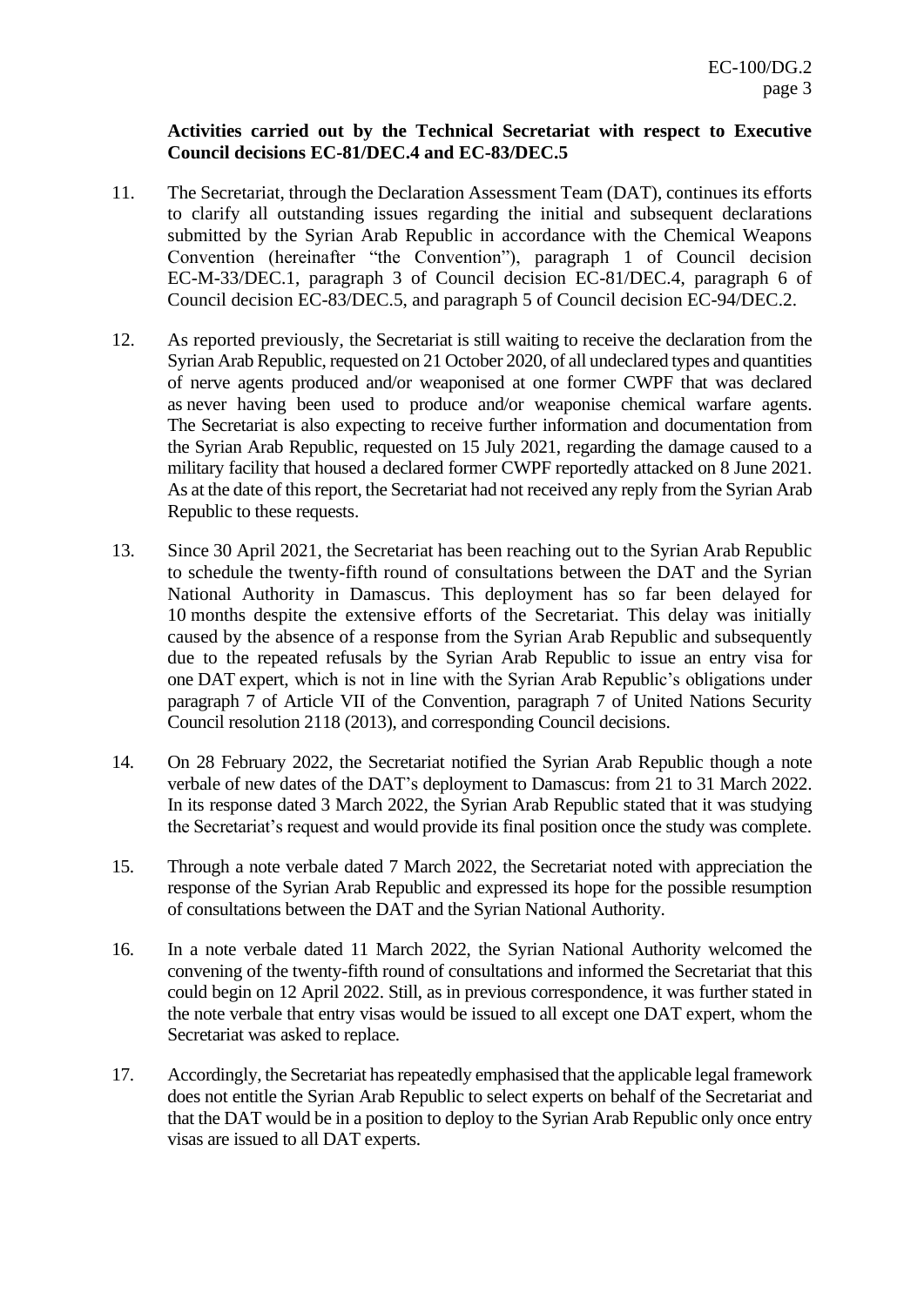**Activities carried out by the Technical Secretariat with respect to Executive Council decisions EC-81/DEC.4 and EC-83/DEC.5**

11. The Secretariat, through the Declaration Assessment Team (DAT), continues its efforts to clarify all outstanding issues regarding the initial and subsequent declarations submitted by the Syrian Arab Republic in accordance with the Chemical Weapons Convention (hereinafter "the Convention"), paragraph 1 of Council decision EC-M-33/DEC.1, paragraph 3 of Council decision EC-81/DEC.4, paragraph 6 of Council decision EC-83/DEC.5, and paragraph 5 of Council decision EC-94/DEC.2.

12. As reported previously, the Secretariat is still waiting to receive the declaration from the Syrian Arab Republic, requested on 21 October 2020, of all undeclared types and quantities of nerve agents produced and/or weaponised at one former CWPF that was declared as never having been used to produce and/or weaponise chemical warfare agents. The Secretariat is also expecting to receive further information and documentation from the Syrian Arab Republic, requested on 15 July 2021, regarding the damage caused to a military facility that housed a declared former CWPF reportedly attacked on 8 June 2021. As at the date of this report, the Secretariat had not received any reply from the Syrian Arab Republic to these requests.

13. Since 30 April 2021, the Secretariat has been reaching out to the Syrian Arab Republic to schedule the twenty-fifth round of consultations between the DAT and the Syrian National Authority in Damascus. This deployment has so far been delayed for 10 months despite the extensive efforts of the Secretariat. This delay was initially caused by the absence of a response from the Syrian Arab Republic and subsequently due to the repeated refusals by the Syrian Arab Republic to issue an entry visa for one DAT expert, which is not in line with the Syrian Arab Republic's obligations under paragraph 7 of Article VII of the Convention, paragraph 7 of United Nations Security Council resolution 2118 (2013), and corresponding Council decisions.

14. On 28 February 2022, the Secretariat notified the Syrian Arab Republic though a note verbale of new dates of the DAT's deployment to Damascus: from 21 to 31 March 2022. In its response dated 3 March 2022, the Syrian Arab Republic stated that it was studying the Secretariat's request and would provide its final position once the study was complete.

15. Through a note verbale dated 7 March 2022, the Secretariat noted with appreciation the response of the Syrian Arab Republic and expressed its hope for the possible resumption of consultations between the DAT and the Syrian National Authority.

16. In a note verbale dated 11 March 2022, the Syrian National Authority welcomed the convening of the twenty-fifth round of consultations and informed the Secretariat that this could begin on 12 April 2022. Still, as in previous correspondence, it was further stated in the note verbale that entry visas would be issued to all except one DAT expert, whom the Secretariat was asked to replace.

17. Accordingly, the Secretariat has repeatedly emphasised that the applicable legal framework does not entitle the Syrian Arab Republic to select experts on behalf of the Secretariat and that the DAT would be in a position to deploy to the Syrian Arab Republic only once entry visas are issued to all DAT experts.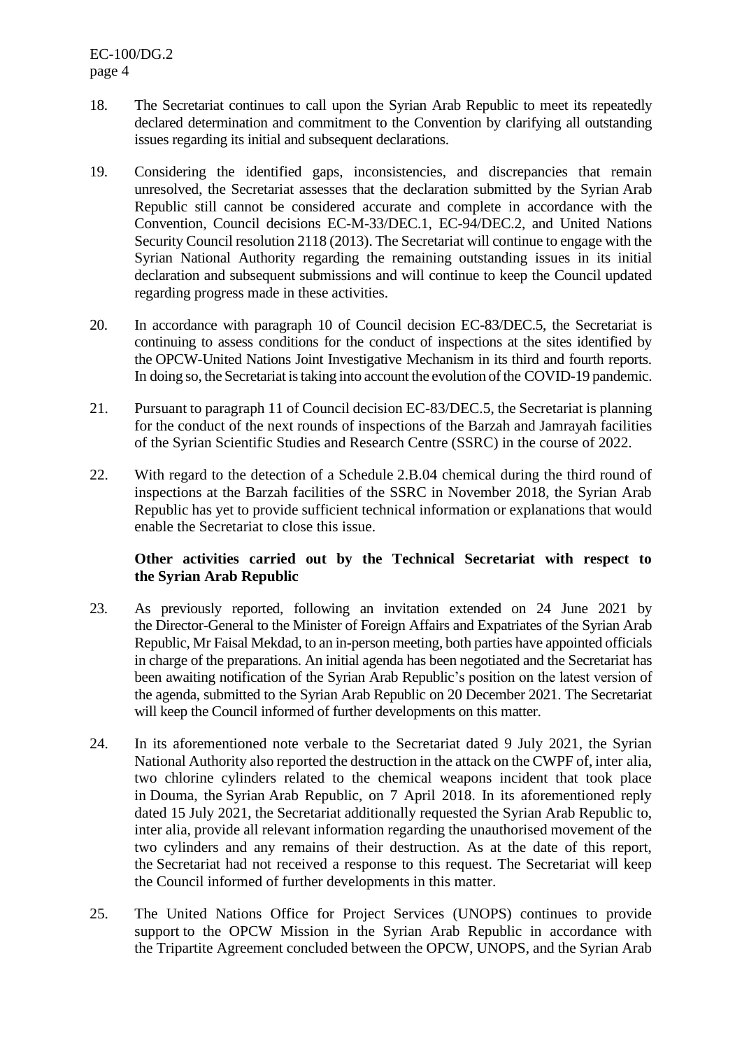18. The Secretariat continues to call upon the Syrian Arab Republic to meet its repeatedly declared determination and commitment to the Convention by clarifying all outstanding issues regarding its initial and subsequent declarations.

19. Considering the identified gaps, inconsistencies, and discrepancies that remain unresolved, the Secretariat assesses that the declaration submitted by the Syrian Arab Republic still cannot be considered accurate and complete in accordance with the Convention, Council decisions EC-M-33/DEC.1, EC-94/DEC.2, and United Nations Security Council resolution 2118 (2013). The Secretariat will continue to engage with the Syrian National Authority regarding the remaining outstanding issues in its initial declaration and subsequent submissions and will continue to keep the Council updated regarding progress made in these activities.

20. In accordance with paragraph 10 of Council decision EC-83/DEC.5, the Secretariat is continuing to assess conditions for the conduct of inspections at the sites identified by the OPCW-United Nations Joint Investigative Mechanism in its third and fourth reports. In doing so, the Secretariat is taking into account the evolution of the COVID-19 pandemic.

21. Pursuant to paragraph 11 of Council decision EC-83/DEC.5, the Secretariat is planning for the conduct of the next rounds of inspections of the Barzah and Jamrayah facilities of the Syrian Scientific Studies and Research Centre (SSRC) in the course of 2022.

22. With regard to the detection of a Schedule 2.B.04 chemical during the third round of inspections at the Barzah facilities of the SSRC in November 2018, the Syrian Arab Republic has yet to provide sufficient technical information or explanations that would enable the Secretariat to close this issue.

**Other activities carried out by the Technical Secretariat with respect to the Syrian Arab Republic**

23. As previously reported, following an invitation extended on 24 June 2021 by the Director-General to the Minister of Foreign Affairs and Expatriates of the Syrian Arab Republic, Mr Faisal Mekdad, to an in-person meeting, both parties have appointed officials in charge of the preparations. An initial agenda has been negotiated and the Secretariat has been awaiting notification of the Syrian Arab Republic's position on the latest version of the agenda, submitted to the Syrian Arab Republic on 20 December 2021. The Secretariat will keep the Council informed of further developments on this matter.

24. In its aforementioned note verbale to the Secretariat dated 9 July 2021, the Syrian National Authority also reported the destruction in the attack on the CWPF of, inter alia, two chlorine cylinders related to the chemical weapons incident that took place in Douma, the Syrian Arab Republic, on 7 April 2018. In its aforementioned reply dated 15 July 2021, the Secretariat additionally requested the Syrian Arab Republic to, inter alia, provide all relevant information regarding the unauthorised movement of the two cylinders and any remains of their destruction. As at the date of this report, the Secretariat had not received a response to this request. The Secretariat will keep the Council informed of further developments in this matter.

25. The United Nations Office for Project Services (UNOPS) continues to provide support to the OPCW Mission in the Syrian Arab Republic in accordance with the Tripartite Agreement concluded between the OPCW, UNOPS, and the Syrian Arab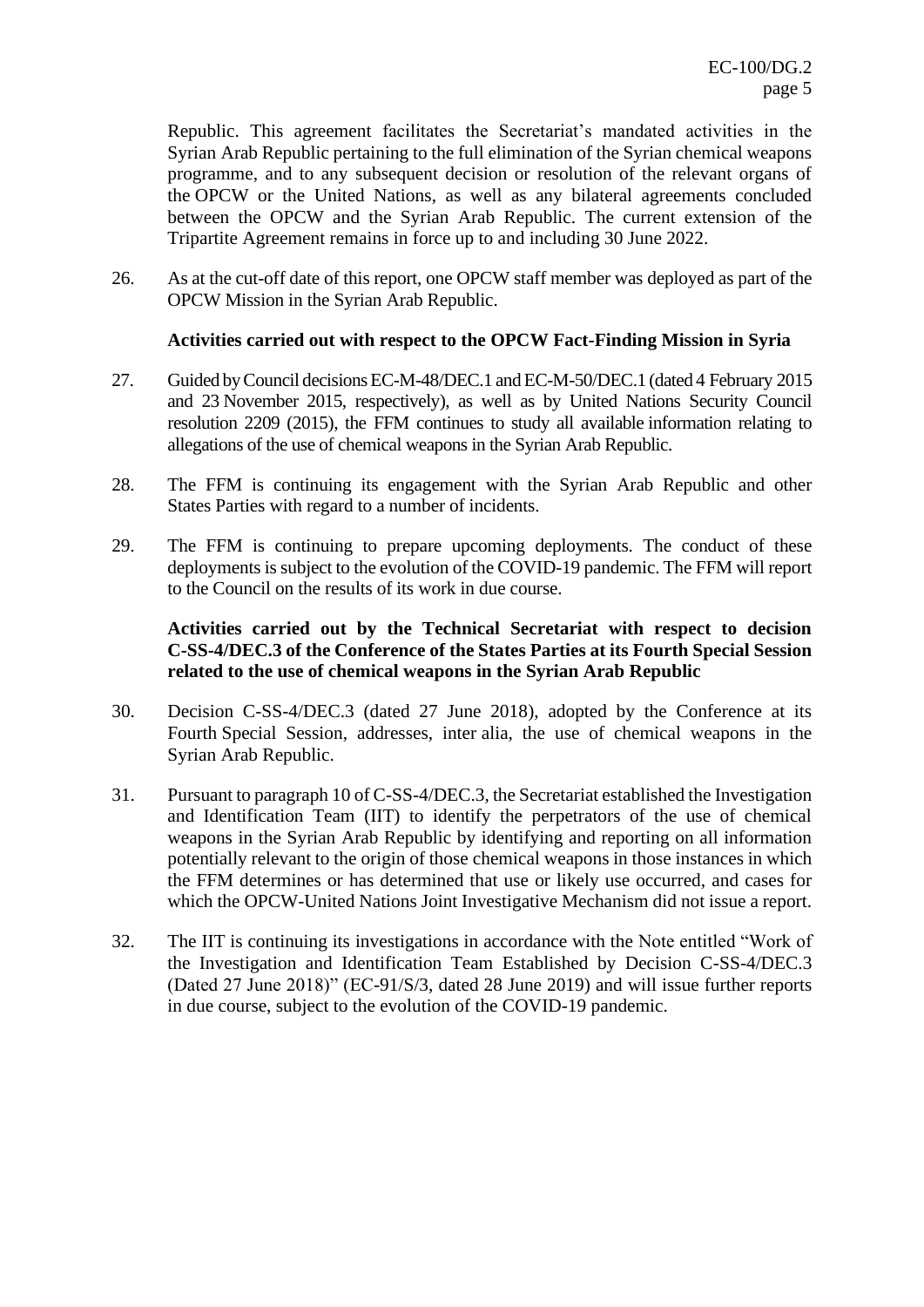Republic. This agreement facilitates the Secretariat's mandated activities in the Syrian Arab Republic pertaining to the full elimination of the Syrian chemical weapons programme, and to any subsequent decision or resolution of the relevant organs of the OPCW or the United Nations, as well as any bilateral agreements concluded between the OPCW and the Syrian Arab Republic. The current extension of the Tripartite Agreement remains in force up to and including 30 June 2022.

26. As at the cut-off date of this report, one OPCW staff member was deployed as part of the OPCW Mission in the Syrian Arab Republic.

**Activities carried out with respect to the OPCW Fact-Finding Mission in Syria**

27. Guided by Council decisions EC-M-48/DEC.1 and EC-M-50/DEC.1 (dated 4 February 2015 and 23 November 2015, respectively), as well as by United Nations Security Council resolution 2209 (2015), the FFM continues to study all available information relating to allegations of the use of chemical weapons in the Syrian Arab Republic.

28. The FFM is continuing its engagement with the Syrian Arab Republic and other States Parties with regard to a number of incidents.

29. The FFM is continuing to prepare upcoming deployments. The conduct of these deployments is subject to the evolution of the COVID-19 pandemic. The FFM will report to the Council on the results of its work in due course.

**Activities carried out by the Technical Secretariat with respect to decision C-SS-4/DEC.3 of the Conference of the States Parties at its Fourth Special Session related to the use of chemical weapons in the Syrian Arab Republic**

30. Decision C-SS-4/DEC.3 (dated 27 June 2018), adopted by the Conference at its Fourth Special Session, addresses, inter alia, the use of chemical weapons in the Syrian Arab Republic.

31. Pursuant to paragraph 10 of C-SS-4/DEC.3, the Secretariat established the Investigation and Identification Team (IIT) to identify the perpetrators of the use of chemical weapons in the Syrian Arab Republic by identifying and reporting on all information potentially relevant to the origin of those chemical weapons in those instances in which the FFM determines or has determined that use or likely use occurred, and cases for which the OPCW-United Nations Joint Investigative Mechanism did not issue a report.

32. The IIT is continuing its investigations in accordance with the Note entitled "Work of the Investigation and Identification Team Established by Decision C-SS-4/DEC.3 (Dated 27 June 2018)" (EC-91/S/3, dated 28 June 2019) and will issue further reports in due course, subject to the evolution of the COVID-19 pandemic.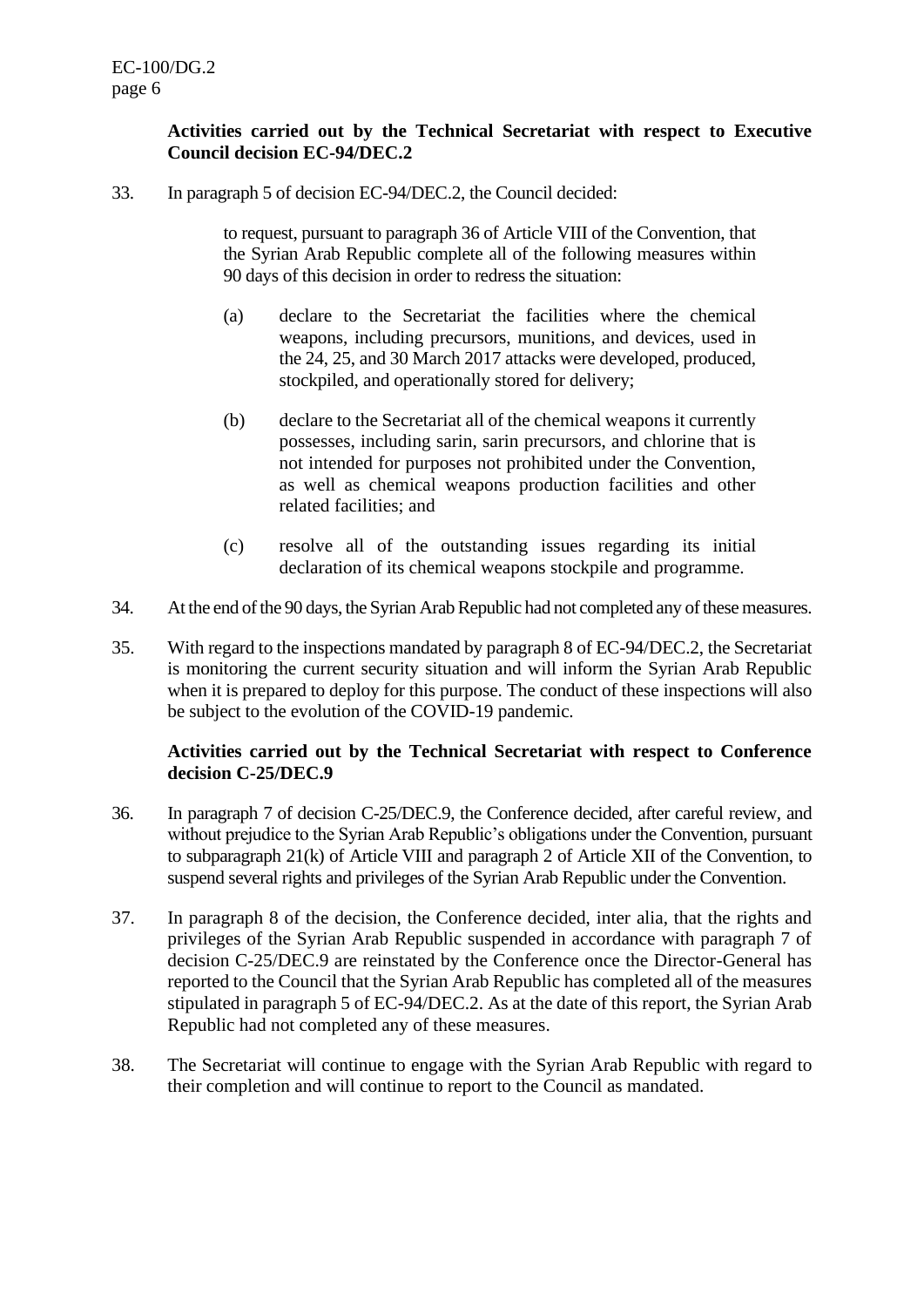**Activities carried out by the Technical Secretariat with respect to Executive Council decision EC-94/DEC.2**

33. In paragraph 5 of decision EC-94/DEC.2, the Council decided:

> to request, pursuant to paragraph 36 of Article VIII of the Convention, that the Syrian Arab Republic complete all of the following measures within 90 days of this decision in order to redress the situation:
>
> (a) declare to the Secretariat the facilities where the chemical weapons, including precursors, munitions, and devices, used in the 24, 25, and 30 March 2017 attacks were developed, produced, stockpiled, and operationally stored for delivery;
>
> (b) declare to the Secretariat all of the chemical weapons it currently possesses, including sarin, sarin precursors, and chlorine that is not intended for purposes not prohibited under the Convention, as well as chemical weapons production facilities and other related facilities; and
>
> (c) resolve all of the outstanding issues regarding its initial declaration of its chemical weapons stockpile and programme.

34. At the end of the 90 days, the Syrian Arab Republic had not completed any of these measures.

35. With regard to the inspections mandated by paragraph 8 of EC-94/DEC.2, the Secretariat is monitoring the current security situation and will inform the Syrian Arab Republic when it is prepared to deploy for this purpose. The conduct of these inspections will also be subject to the evolution of the COVID-19 pandemic.

**Activities carried out by the Technical Secretariat with respect to Conference decision C-25/DEC.9**

36. In paragraph 7 of decision C-25/DEC.9, the Conference decided, after careful review, and without prejudice to the Syrian Arab Republic's obligations under the Convention, pursuant to subparagraph 21(k) of Article VIII and paragraph 2 of Article XII of the Convention, to suspend several rights and privileges of the Syrian Arab Republic under the Convention.

37. In paragraph 8 of the decision, the Conference decided, inter alia, that the rights and privileges of the Syrian Arab Republic suspended in accordance with paragraph 7 of decision C-25/DEC.9 are reinstated by the Conference once the Director-General has reported to the Council that the Syrian Arab Republic has completed all of the measures stipulated in paragraph 5 of EC-94/DEC.2. As at the date of this report, the Syrian Arab Republic had not completed any of these measures.

38. The Secretariat will continue to engage with the Syrian Arab Republic with regard to their completion and will continue to report to the Council as mandated.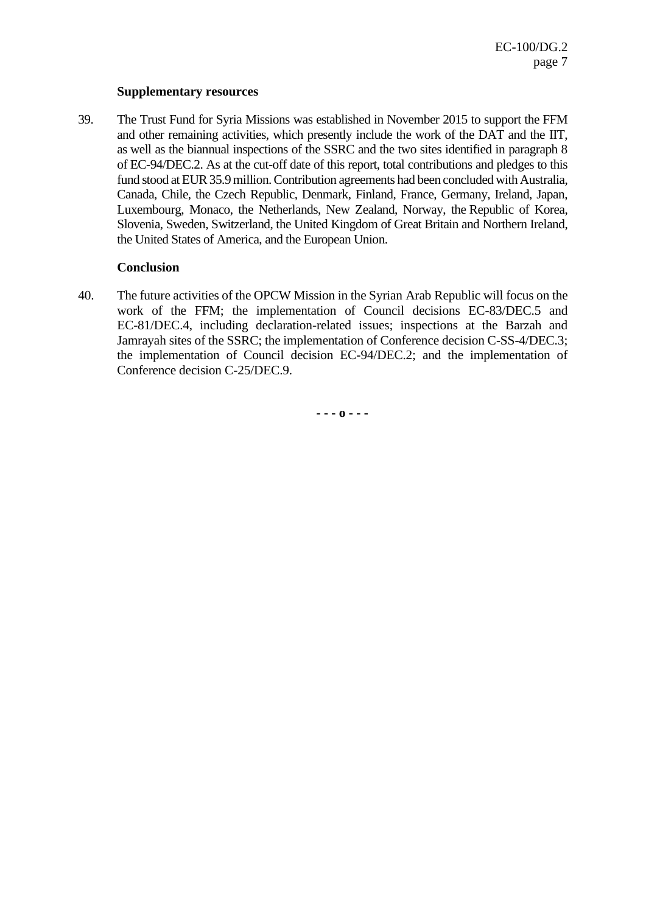**Supplementary resources**

39. The Trust Fund for Syria Missions was established in November 2015 to support the FFM and other remaining activities, which presently include the work of the DAT and the IIT, as well as the biannual inspections of the SSRC and the two sites identified in paragraph 8 of EC-94/DEC.2. As at the cut-off date of this report, total contributions and pledges to this fund stood at EUR 35.9 million. Contribution agreements had been concluded with Australia, Canada, Chile, the Czech Republic, Denmark, Finland, France, Germany, Ireland, Japan, Luxembourg, Monaco, the Netherlands, New Zealand, Norway, the Republic of Korea, Slovenia, Sweden, Switzerland, the United Kingdom of Great Britain and Northern Ireland, the United States of America, and the European Union.

**Conclusion**

40. The future activities of the OPCW Mission in the Syrian Arab Republic will focus on the work of the FFM; the implementation of Council decisions EC-83/DEC.5 and EC-81/DEC.4, including declaration-related issues; inspections at the Barzah and Jamrayah sites of the SSRC; the implementation of Conference decision C-SS-4/DEC.3; the implementation of Council decision EC-94/DEC.2; and the implementation of Conference decision C-25/DEC.9.

**- - - o - - -**